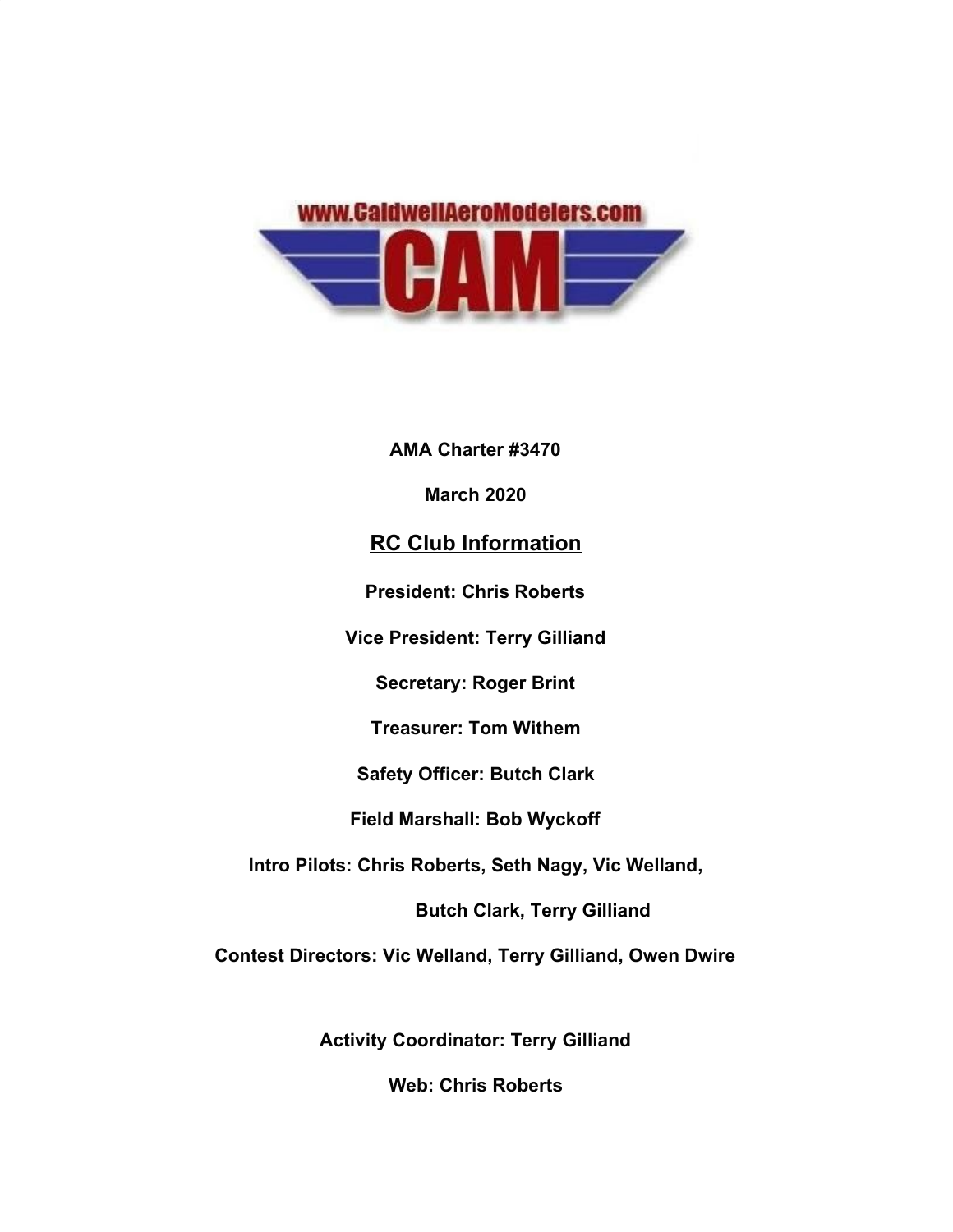**AMA Charter #3470**

**March 2020**

## RC Club Information

**President: Chris Roberts**

**Vice President: Terry Gilliand**

**Secretary: Roger Brint**

**Treasurer: Tom Withem**

**Safety Officer: Butch Clark**

**Field Marshall: Bob Wyckoff**

**Intro Pilots: Chris Roberts, Seth Nagy, Vic Welland,**

**Butch Clark, Terry Gilliand**

**Contest Directors: Vic Welland, Terry Gilliand, Owen Dwire**

**Activity Coordinator: Terry Gilliand**

**Web: Chris Roberts**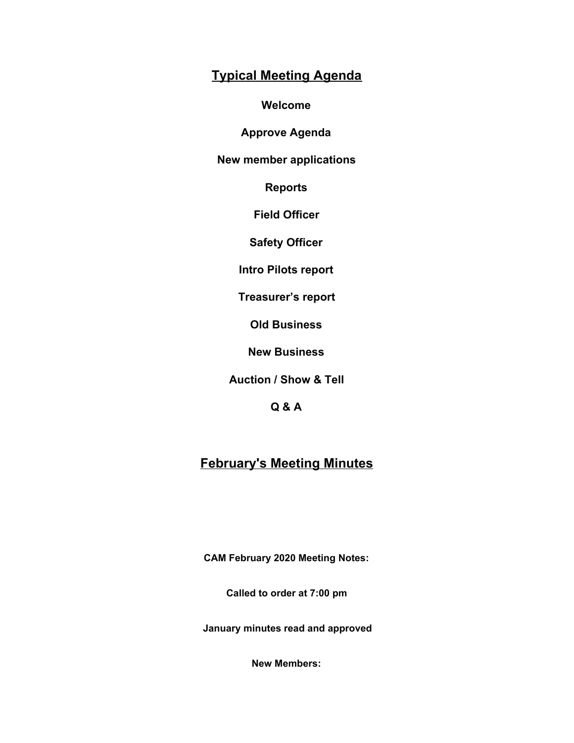## Typical Meeting Agenda

**Welcome**

**Approve Agenda**

**New member applications**

**Reports**

**Field Officer**

**Safety Officer**

**Intro Pilots report**

**Treasurer's report**

**Old Business**

**New Business**

**Auction / Show & Tell**

**Q & A**

## February's Meeting Minutes

**CAM February 2020 Meeting Notes:**

**Called to order at 7:00 pm**

**January minutes read and approved**

**New Members:**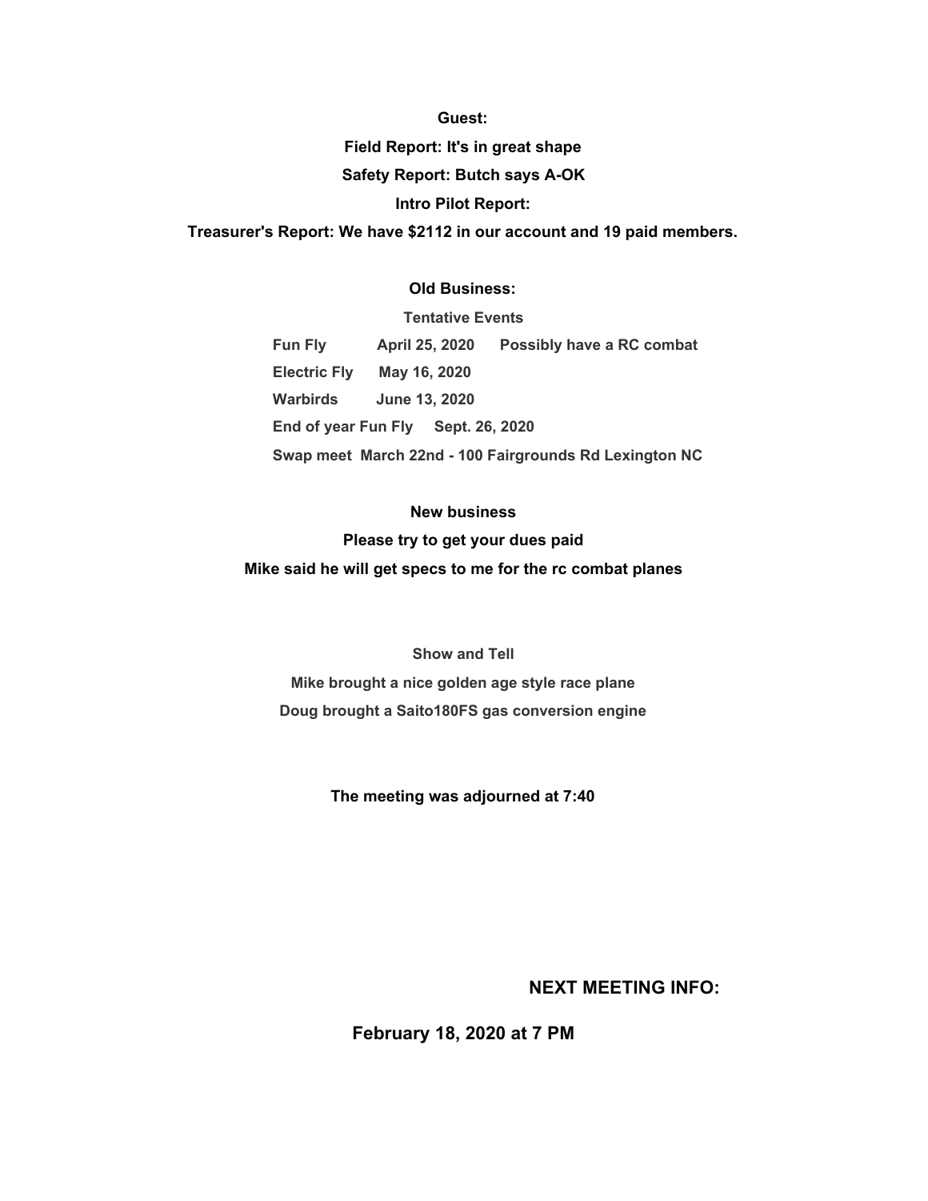**Guest:**

**Field Report: It's in great shape**

**Safety Report: Butch says A-OK**

**Intro Pilot Report:**

**Treasurer's Report: We have $2112 in our account and 19 paid members.**

**Old Business:**

**Tentative Events**

| | | |
|---|---|---|
| **Fun Fly** | **April 25, 2020** | **Possibly have a RC combat** |
| **Electric Fly** | **May 16, 2020** | |
| **Warbirds** | **June 13, 2020** | |
| **End of year Fun Fly** | **Sept. 26, 2020** | |

**Swap meet March 22nd - 100 Fairgrounds Rd Lexington NC**

**New business**

**Please try to get your dues paid**

**Mike said he will get specs to me for the rc combat planes**

**Show and Tell**

**Mike brought a nice golden age style race plane**

**Doug brought a Saito180FS gas conversion engine**

**The meeting was adjourned at 7:40**

**NEXT MEETING INFO:**

**February 18, 2020 at 7 PM**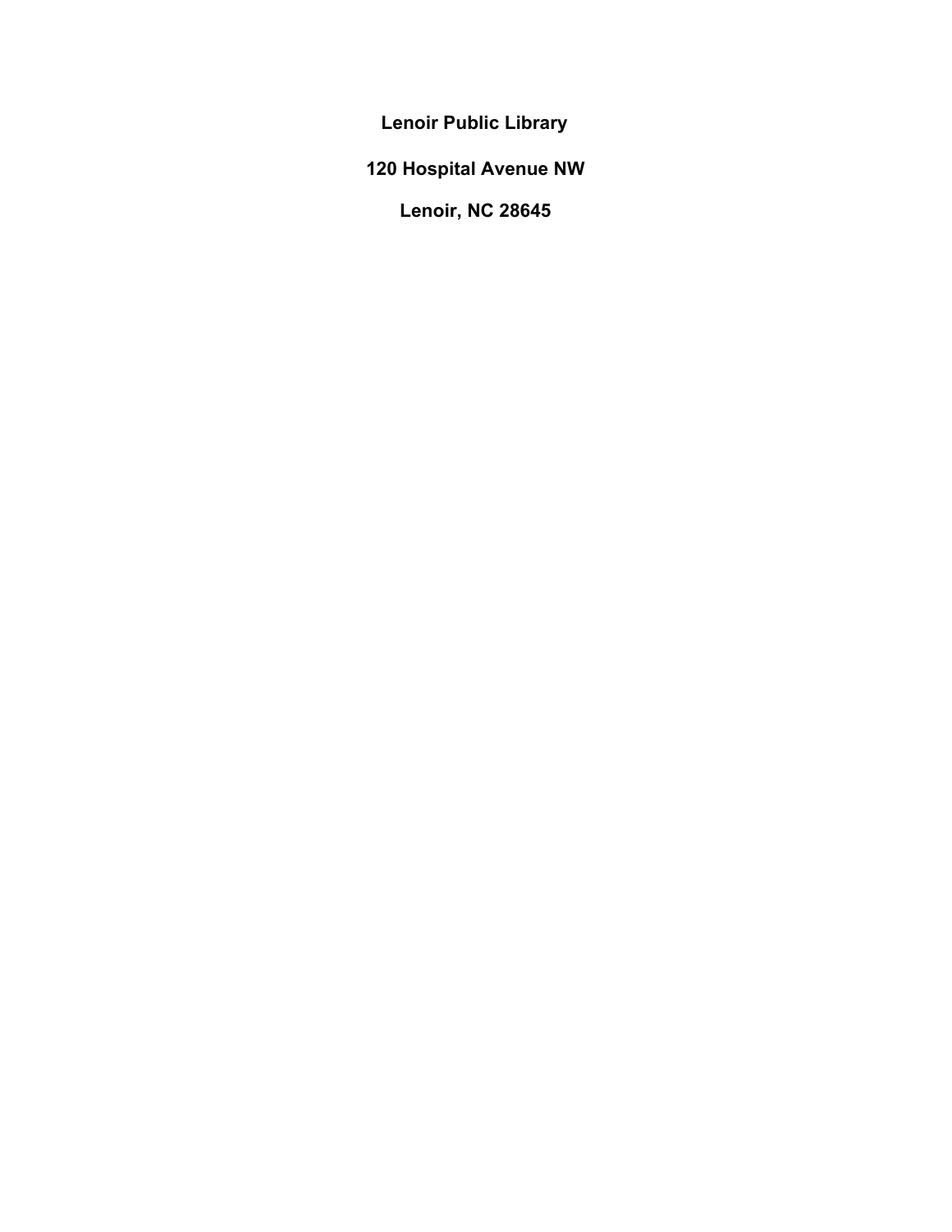**Lenoir Public Library**

**120 Hospital Avenue NW**

**Lenoir, NC 28645**